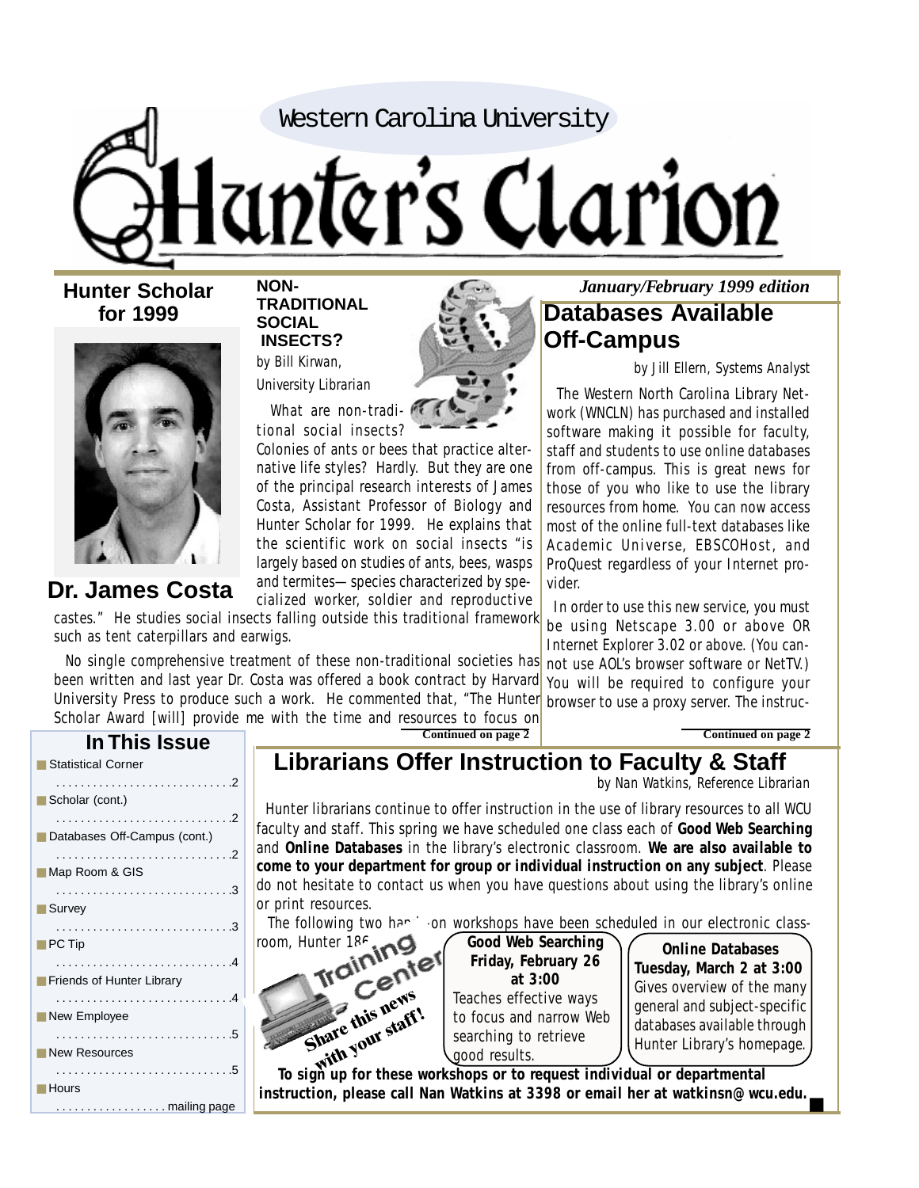Western Carolina University

# Hunter's Clarion

*January/February 1999 edition*

## Hunter Scholar for 1999

**Dr. James Costa**

### NON-TRADITIONAL SOCIAL INSECTS?

by Bill Kirwan, University Librarian

What are non-traditional social insects? Colonies of ants or bees that practice alternative life styles? Hardly. But they are one of the principal research interests of James Costa, Assistant Professor of Biology and Hunter Scholar for 1999. He explains that the scientific work on social insects "is largely based on studies of ants, bees, wasps and termites— species characterized by specialized worker, soldier and reproductive castes." He studies social insects falling outside this traditional framework such as tent caterpillars and earwigs.

No single comprehensive treatment of these non-traditional societies has been written and last year Dr. Costa was offered a book contract by Harvard University Press to produce such a work. He commented that, "The Hunter Scholar Award [will] provide me with the time and resources to focus on

**Continued on page 2**

## Databases Available Off-Campus

by Jill Ellern, Systems Analyst

The Western North Carolina Library Network (WNCLN) has purchased and installed software making it possible for faculty, staff and students to use online databases from off-campus. This is great news for those of you who like to use the library resources from home. You can now access most of the online full-text databases like Academic Universe, EBSCOHost, and ProQuest regardless of your Internet provider.

In order to use this new service, you must be using Netscape 3.00 or above OR Internet Explorer 3.02 or above. (You cannot use AOL's browser software or NetTV.) You will be required to configure your browser to use a proxy server. The instruc-

**Continued on page 2**

## In This Issue

- Statistical Corner . . . . . 2
- Scholar (cont.) . . . . . 2
- Databases Off-Campus (cont.) . . . . . 2
- Map Room & GIS . . . . . 3
- Survey . . . . . 3
- PC Tip . . . . . 4
- Friends of Hunter Library . . . . . 4
- New Employee . . . . . 5
- New Resources . . . . . 5
- Hours . . . . . mailing page

## Librarians Offer Instruction to Faculty & Staff

by Nan Watkins, Reference Librarian

Hunter librarians continue to offer instruction in the use of library resources to all WCU faculty and staff. This spring we have scheduled one class each of **Good Web Searching** and **Online Databases** in the library's electronic classroom. **We are also available to come to your department for group or individual instruction on any subject**. Please do not hesitate to contact us when you have questions about using the library's online or print resources.

The following two hands-on workshops have been scheduled in our electronic classroom, Hunter 186.

Training Center — Share this news with your staff!

**Good Web Searching**
**Friday, February 26 at 3:00**
Teaches effective ways to focus and narrow Web searching to retrieve good results.

**Online Databases**
**Tuesday, March 2 at 3:00**
Gives overview of the many general and subject-specific databases available through Hunter Library's homepage.

**To sign up for these workshops or to request individual or departmental instruction, please call Nan Watkins at 3398 or email her at watkinsn@wcu.edu.**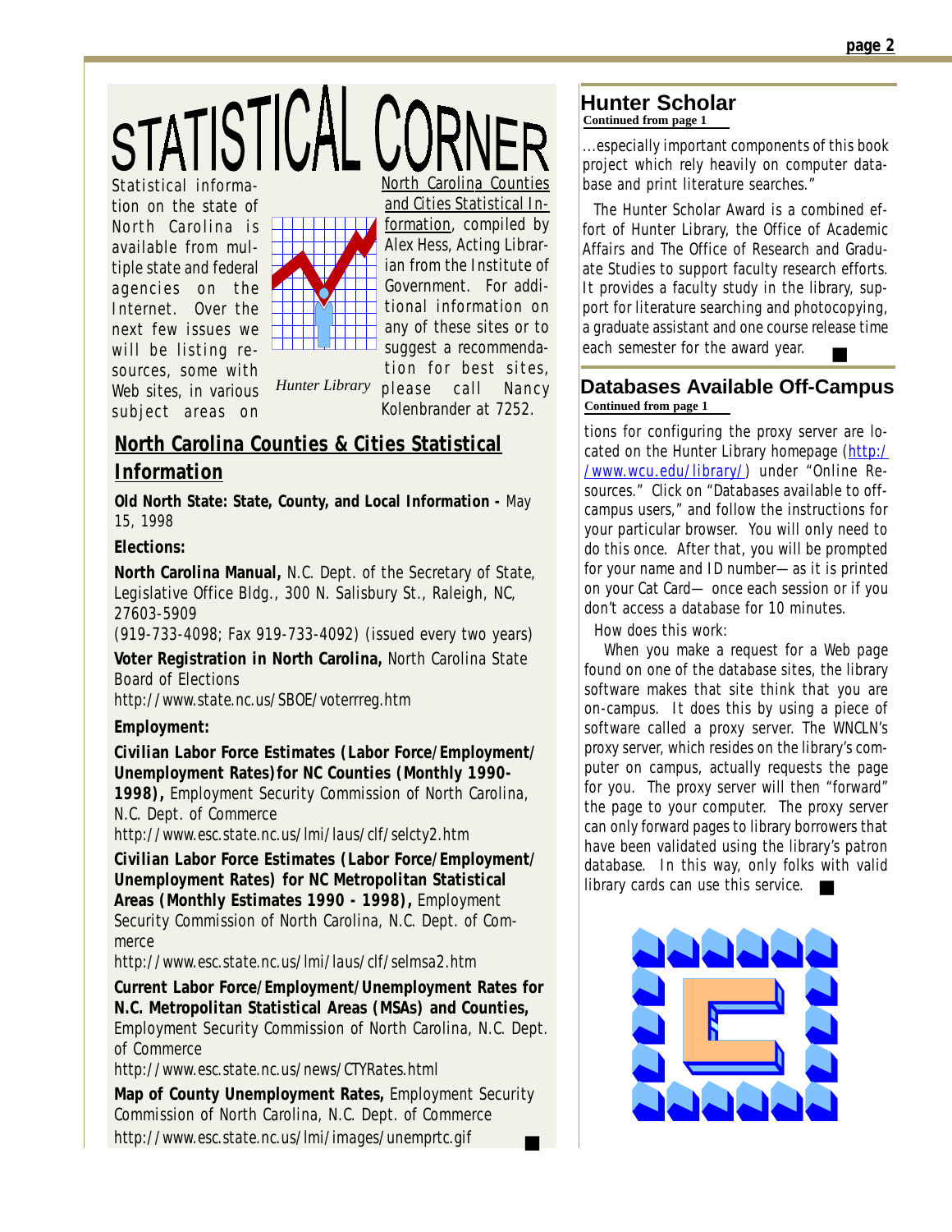# STATISTICAL CORNER

Statistical information on the state of North Carolina is available from multiple state and federal agencies on the Internet. Over the next few issues we will be listing resources, some with Web sites, in various subject areas on North Carolina Counties and Cities Statistical Information, compiled by Alex Hess, Acting Librarian from the Institute of Government. For additional information on any of these sites or to suggest a recommendation for best sites, please call Nancy Kolenbrander at 7252.

*Hunter Library*

## North Carolina Counties & Cities Statistical Information

**Old North State: State, County, and Local Information -** May 15, 1998

**Elections:**

**North Carolina Manual,** N.C. Dept. of the Secretary of State, Legislative Office Bldg., 300 N. Salisbury St., Raleigh, NC, 27603-5909
(919-733-4098; Fax 919-733-4092) (issued every two years)

**Voter Registration in North Carolina,** North Carolina State Board of Elections
http://www.state.nc.us/SBOE/voterrreg.htm

**Employment:**

**Civilian Labor Force Estimates (Labor Force/Employment/Unemployment Rates) for NC Counties (Monthly 1990-1998),** Employment Security Commission of North Carolina, N.C. Dept. of Commerce
http://www.esc.state.nc.us/lmi/laus/clf/selcty2.htm

**Civilian Labor Force Estimates (Labor Force/Employment/Unemployment Rates) for NC Metropolitan Statistical Areas (Monthly Estimates 1990 - 1998),** Employment Security Commission of North Carolina, N.C. Dept. of Commerce
http://www.esc.state.nc.us/lmi/laus/clf/selmsa2.htm

**Current Labor Force/Employment/Unemployment Rates for N.C. Metropolitan Statistical Areas (MSAs) and Counties,** Employment Security Commission of North Carolina, N.C. Dept. of Commerce
http://www.esc.state.nc.us/news/CTYRates.html

**Map of County Unemployment Rates,** Employment Security Commission of North Carolina, N.C. Dept. of Commerce
http://www.esc.state.nc.us/lmi/images/unemprtc.gif ■

## Hunter Scholar

**Continued from page 1**

...especially important components of this book project which rely heavily on computer database and print literature searches."

The Hunter Scholar Award is a combined effort of Hunter Library, the Office of Academic Affairs and The Office of Research and Graduate Studies to support faculty research efforts. It provides a faculty study in the library, support for literature searching and photocopying, a graduate assistant and one course release time each semester for the award year. ■

## Databases Available Off-Campus

**Continued from page 1**

tions for configuring the proxy server are located on the Hunter Library homepage (http://www.wcu.edu/library/) under "Online Resources." Click on "Databases available to off-campus users," and follow the instructions for your particular browser. You will only need to do this once. After that, you will be prompted for your name and ID number—as it is printed on your Cat Card— once each session or if you don't access a database for 10 minutes.

How does this work:

When you make a request for a Web page found on one of the database sites, the library software makes that site think that you are on-campus. It does this by using a piece of software called a proxy server. The WNCLN's proxy server, which resides on the library's computer on campus, actually requests the page for you. The proxy server will then "forward" the page to your computer. The proxy server can only forward pages to library borrowers that have been validated using the library's patron database. In this way, only folks with valid library cards can use this service. ■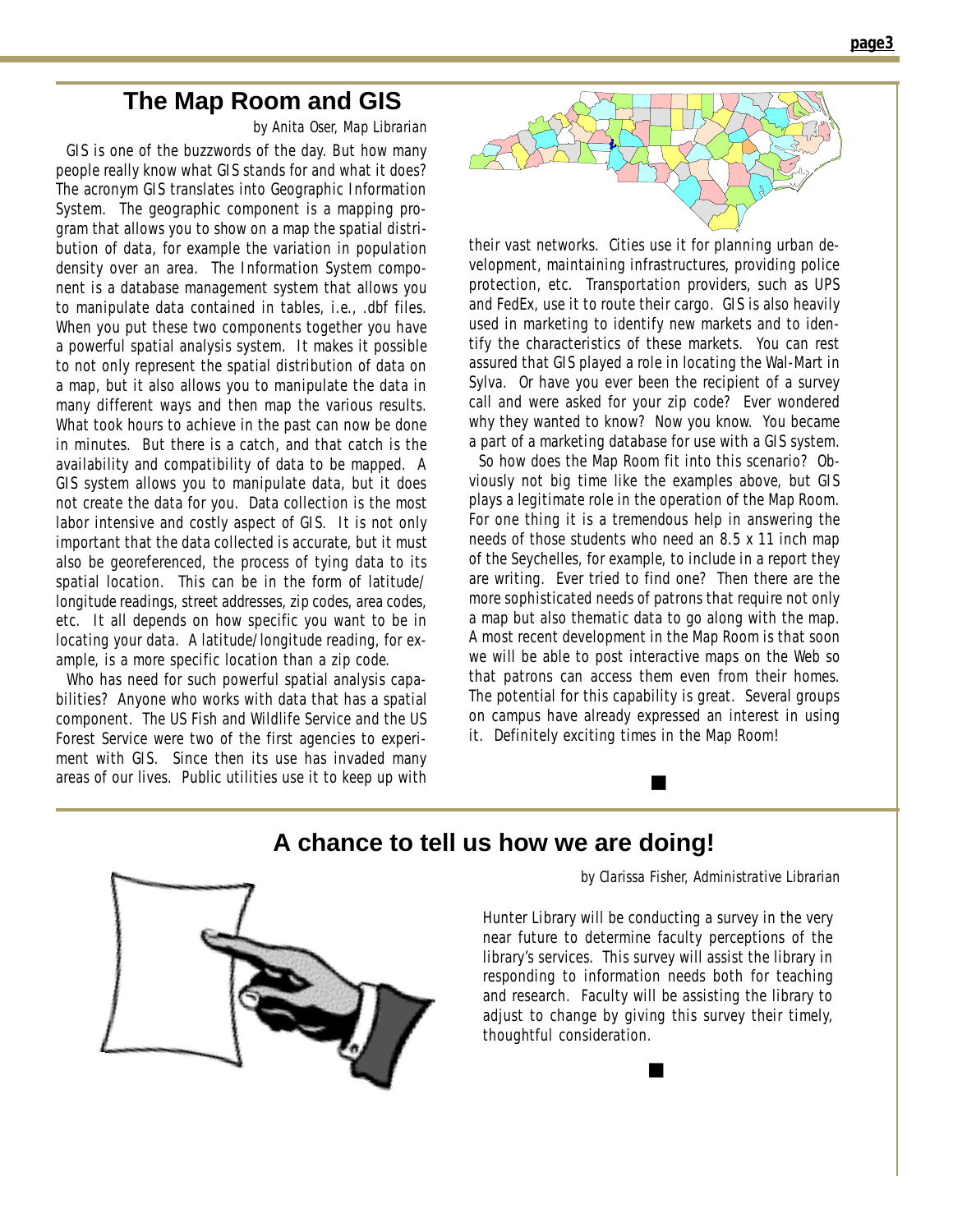## The Map Room and GIS

*by Anita Oser, Map Librarian*

GIS is one of the buzzwords of the day. But how many people really know what GIS stands for and what it does? The acronym GIS translates into Geographic Information System. The geographic component is a mapping program that allows you to show on a map the spatial distribution of data, for example the variation in population density over an area. The Information System component is a database management system that allows you to manipulate data contained in tables, i.e., .dbf files. When you put these two components together you have a powerful spatial analysis system. It makes it possible to not only represent the spatial distribution of data on a map, but it also allows you to manipulate the data in many different ways and then map the various results. What took hours to achieve in the past can now be done in minutes. But there is a catch, and that catch is the availability and compatibility of data to be mapped. A GIS system allows you to manipulate data, but it does not create the data for you. Data collection is the most labor intensive and costly aspect of GIS. It is not only important that the data collected is accurate, but it must also be georeferenced, the process of tying data to its spatial location. This can be in the form of latitude/longitude readings, street addresses, zip codes, area codes, etc. It all depends on how specific you want to be in locating your data. A latitude/longitude reading, for example, is a more specific location than a zip code.

Who has need for such powerful spatial analysis capabilities? Anyone who works with data that has a spatial component. The US Fish and Wildlife Service and the US Forest Service were two of the first agencies to experiment with GIS. Since then its use has invaded many areas of our lives. Public utilities use it to keep up with their vast networks. Cities use it for planning urban development, maintaining infrastructures, providing police protection, etc. Transportation providers, such as UPS and FedEx, use it to route their cargo. GIS is also heavily used in marketing to identify new markets and to identify the characteristics of these markets. You can rest assured that GIS played a role in locating the Wal-Mart in Sylva. Or have you ever been the recipient of a survey call and were asked for your zip code? Ever wondered why they wanted to know? Now you know. You became a part of a marketing database for use with a GIS system.

So how does the Map Room fit into this scenario? Obviously not big time like the examples above, but GIS plays a legitimate role in the operation of the Map Room. For one thing it is a tremendous help in answering the needs of those students who need an 8.5 x 11 inch map of the Seychelles, for example, to include in a report they are writing. Ever tried to find one? Then there are the more sophisticated needs of patrons that require not only a map but also thematic data to go along with the map. A most recent development in the Map Room is that soon we will be able to post interactive maps on the Web so that patrons can access them even from their homes. The potential for this capability is great. Several groups on campus have already expressed an interest in using it. Definitely exciting times in the Map Room!

■

## A chance to tell us how we are doing!

*by Clarissa Fisher, Administrative Librarian*

Hunter Library will be conducting a survey in the very near future to determine faculty perceptions of the library's services. This survey will assist the library in responding to information needs both for teaching and research. Faculty will be assisting the library to adjust to change by giving this survey their timely, thoughtful consideration.

■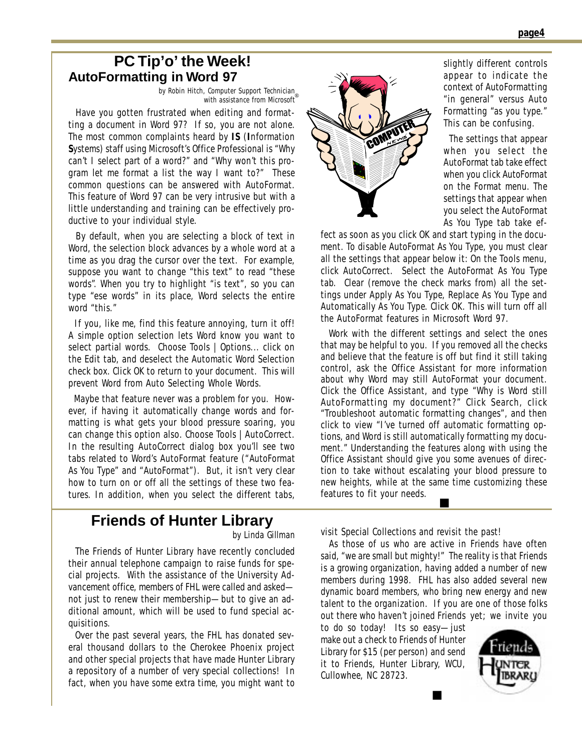## PC Tip'o' the Week!

### AutoFormatting in Word 97

*by Robin Hitch, Computer Support Technician with assistance from Microsoft®*

Have you gotten frustrated when editing and formatting a document in Word 97? If so, you are not alone. The most common complaints heard by **IS** (**I**nformation **S**ystems) staff using Microsoft's Office Professional is "Why can't I select part of a word?" and "Why won't this program let me format a list the way I want to?" These common questions can be answered with AutoFormat. This feature of Word 97 can be very intrusive but with a little understanding and training can be effectively productive to your individual style.

By default, when you are selecting a block of text in Word, the selection block advances by a whole word at a time as you drag the cursor over the text. For example, suppose you want to change "this text" to read "these words". When you try to highlight "is text", so you can type "ese words" in its place, Word selects the entire word "this."

If you, like me, find this feature annoying, turn it off! A simple option selection lets Word know you want to select partial words. Choose Tools | Options... click on the Edit tab, and deselect the Automatic Word Selection check box. Click OK to return to your document. This will prevent Word from Auto Selecting Whole Words.

Maybe that feature never was a problem for you. However, if having it automatically change words and formatting is what gets your blood pressure soaring, you can change this option also. Choose Tools | AutoCorrect. In the resulting AutoCorrect dialog box you'll see two tabs related to Word's AutoFormat feature ("AutoFormat As You Type" and "AutoFormat"). But, it isn't very clear how to turn on or off all the settings of these two features. In addition, when you select the different tabs, slightly different controls appear to indicate the context of AutoFormatting "in general" versus Auto Formatting "as you type." This can be confusing.

The settings that appear when you select the AutoFormat tab take effect when you click AutoFormat on the Format menu. The settings that appear when you select the AutoFormat As You Type tab take effect as soon as you click OK and start typing in the document. To disable AutoFormat As You Type, you must clear all the settings that appear below it: On the Tools menu, click AutoCorrect. Select the AutoFormat As You Type tab. Clear (remove the check marks from) all the settings under Apply As You Type, Replace As You Type and Automatically As You Type. Click OK. This will turn off all the AutoFormat features in Microsoft Word 97.

Work with the different settings and select the ones that may be helpful to you. If you removed all the checks and believe that the feature is off but find it still taking control, ask the Office Assistant for more information about why Word may still AutoFormat your document. Click the Office Assistant, and type "Why is Word still AutoFormatting my document?" Click Search, click "Troubleshoot automatic formatting changes", and then click to view "I've turned off automatic formatting options, and Word is still automatically formatting my document." Understanding the features along with using the Office Assistant should give you some avenues of direction to take without escalating your blood pressure to new heights, while at the same time customizing these features to fit your needs. ■

## Friends of Hunter Library

*by Linda Gillman*

The Friends of Hunter Library have recently concluded their annual telephone campaign to raise funds for special projects. With the assistance of the University Advancement office, members of FHL were called and asked—not just to renew their membership—but to give an additional amount, which will be used to fund special acquisitions.

Over the past several years, the FHL has donated several thousand dollars to the Cherokee Phoenix project and other special projects that have made Hunter Library a repository of a number of very special collections! In fact, when you have some extra time, you might want to visit Special Collections and revisit the past!

As those of us who are active in Friends have often said, "we are small but mighty!" The reality is that Friends is a growing organization, having added a number of new members during 1998. FHL has also added several new dynamic board members, who bring new energy and new talent to the organization. If you are one of those folks out there who haven't joined Friends yet; we invite you to do so today! Its so easy—just make out a check to Friends of Hunter Library for $15 (per person) and send it to Friends, Hunter Library, WCU, Cullowhee, NC 28723. ■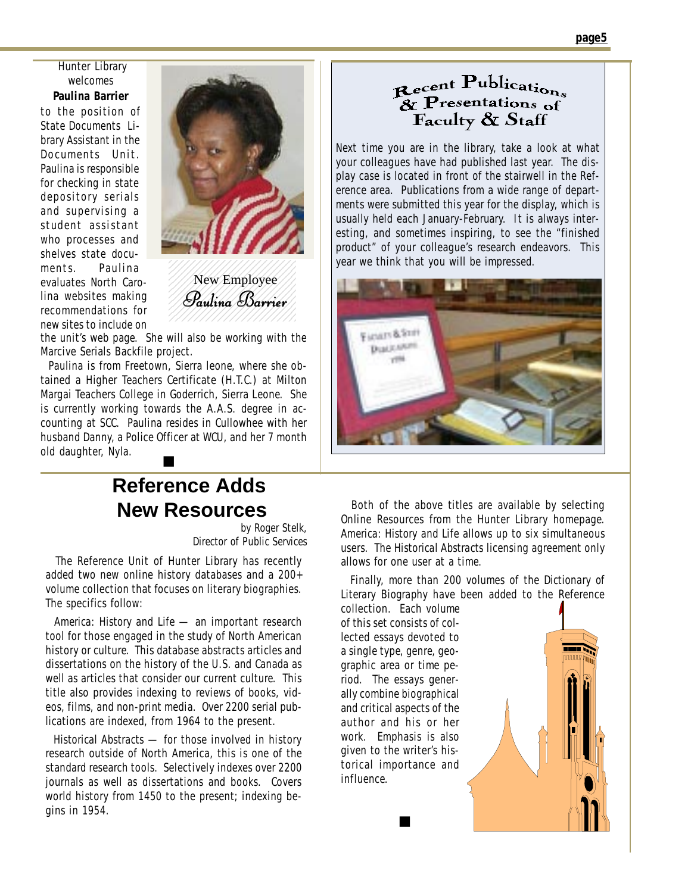Hunter Library welcomes **Paulina Barrier** to the position of State Documents Library Assistant in the Documents Unit. Paulina is responsible for checking in state depository serials and supervising a student assistant who processes and shelves state documents. Paulina evaluates North Carolina websites making recommendations for new sites to include on the unit's web page. She will also be working with the Marcive Serials Backfile project.

New Employee
*Paulina Barrier*

Paulina is from Freetown, Sierra leone, where she obtained a Higher Teachers Certificate (H.T.C.) at Milton Margai Teachers College in Goderrich, Sierra Leone. She is currently working towards the A.A.S. degree in accounting at SCC. Paulina resides in Cullowhee with her husband Danny, a Police Officer at WCU, and her 7 month old daughter, Nyla.

## Recent Publications & Presentations of Faculty & Staff

Next time you are in the library, take a look at what your colleagues have had published last year. The display case is located in front of the stairwell in the Reference area. Publications from a wide range of departments were submitted this year for the display, which is usually held each January-February. It is always interesting, and sometimes inspiring, to see the "finished product" of your colleague's research endeavors. This year we think that you will be impressed.

# Reference Adds New Resources

by Roger Stelk, Director of Public Services

The Reference Unit of Hunter Library has recently added two new online history databases and a 200+ volume collection that focuses on literary biographies. The specifics follow:

America: History and Life — an important research tool for those engaged in the study of North American history or culture. This database abstracts articles and dissertations on the history of the U.S. and Canada as well as articles that consider our current culture. This title also provides indexing to reviews of books, videos, films, and non-print media. Over 2200 serial publications are indexed, from 1964 to the present.

Historical Abstracts — for those involved in history research outside of North America, this is one of the standard research tools. Selectively indexes over 2200 journals as well as dissertations and books. Covers world history from 1450 to the present; indexing begins in 1954.

Both of the above titles are available by selecting Online Resources from the Hunter Library homepage. America: History and Life allows up to six simultaneous users. The Historical Abstracts licensing agreement only allows for one user at a time.

Finally, more than 200 volumes of the Dictionary of Literary Biography have been added to the Reference collection. Each volume of this set consists of collected essays devoted to a single type, genre, geographic area or time period. The essays generally combine biographical and critical aspects of the author and his or her work. Emphasis is also given to the writer's historical importance and influence.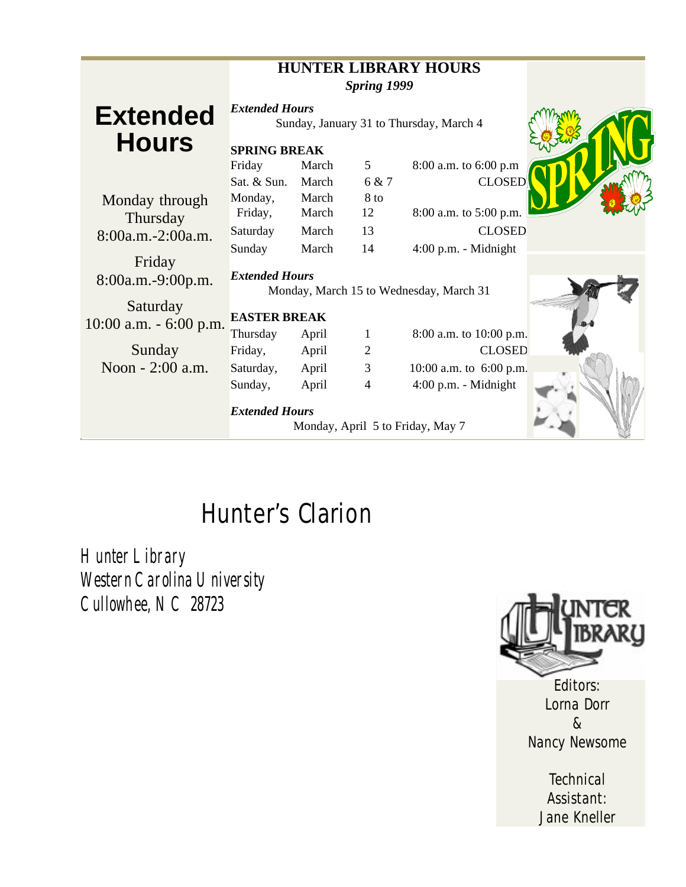# HUNTER LIBRARY HOURS

***Spring 1999***

## Extended Hours

Monday through Thursday
8:00a.m.-2:00a.m.

Friday
8:00a.m.-9:00p.m.

Saturday
10:00 a.m. - 6:00 p.m.

Sunday
Noon - 2:00 a.m.

***Extended Hours***

Sunday, January 31 to Thursday, March 4

**SPRING BREAK**

| | | | |
|---|---|---|---|
| Friday | March | 5 | 8:00 a.m. to 6:00 p.m |
| Sat. & Sun. | March | 6 & 7 | CLOSED |
| Monday, Friday, | March March | 8 to 12 | 8:00 a.m. to 5:00 p.m. |
| Saturday | March | 13 | CLOSED |
| Sunday | March | 14 | 4:00 p.m. - Midnight |

***Extended Hours***

Monday, March 15 to Wednesday, March 31

**EASTER BREAK**

| | | | |
|---|---|---|---|
| Thursday | April | 1 | 8:00 a.m. to 10:00 p.m. |
| Friday, | April | 2 | CLOSED |
| Saturday, | April | 3 | 10:00 a.m. to 6:00 p.m. |
| Sunday, | April | 4 | 4:00 p.m. - Midnight |

***Extended Hours***

Monday, April 5 to Friday, May 7

# Hunter's Clarion

Hunter Library
Western Carolina University
Cullowhee, NC 28723

Editors:
Lorna Dorr
&
Nancy Newsome

Technical Assistant:
Jane Kneller